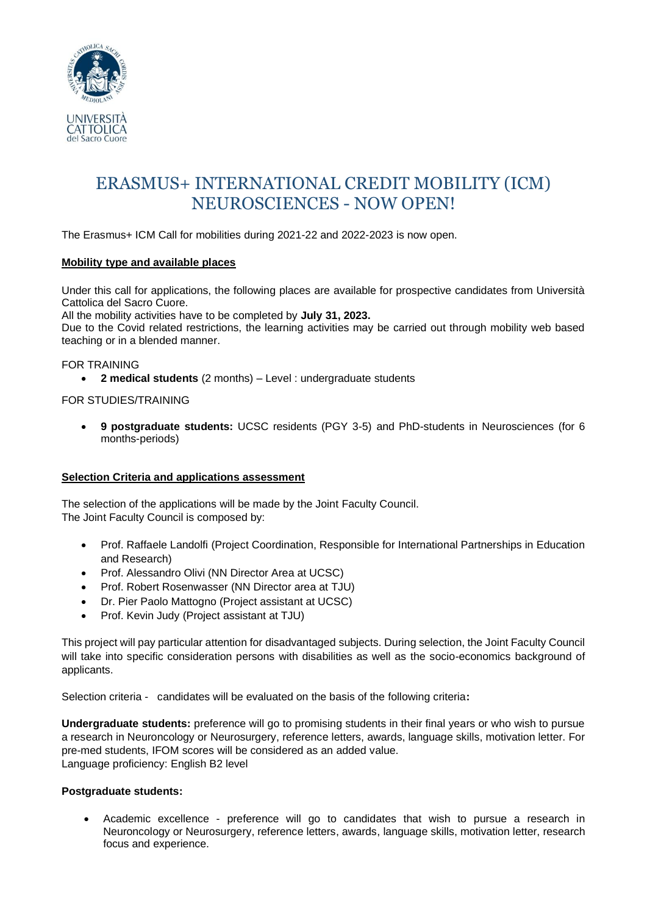# ERASMUS+ INTERNATIONAL CREDIT MOBILITY (ICM) NEUROSCIENCES - NOW OPEN!

The Erasmus+ ICM Call for mobilities during 2021-22 and 2022-2023 is now open.

**Mobility type and available places**

Under this call for applications, the following places are available for prospective candidates from Università Cattolica del Sacro Cuore.

All the mobility activities have to be completed by **July 31, 2023.**

Due to the Covid related restrictions, the learning activities may be carried out through mobility web based teaching or in a blended manner.

FOR TRAINING

- **2 medical students** (2 months) – Level : undergraduate students

FOR STUDIES/TRAINING

- **9 postgraduate students:** UCSC residents (PGY 3-5) and PhD-students in Neurosciences (for 6 months-periods)

**Selection Criteria and applications assessment**

The selection of the applications will be made by the Joint Faculty Council.
The Joint Faculty Council is composed by:

- Prof. Raffaele Landolfi (Project Coordination, Responsible for International Partnerships in Education and Research)
- Prof. Alessandro Olivi (NN Director Area at UCSC)
- Prof. Robert Rosenwasser (NN Director area at TJU)
- Dr. Pier Paolo Mattogno (Project assistant at UCSC)
- Prof. Kevin Judy (Project assistant at TJU)

This project will pay particular attention for disadvantaged subjects. During selection, the Joint Faculty Council will take into specific consideration persons with disabilities as well as the socio-economics background of applicants.

Selection criteria - candidates will be evaluated on the basis of the following criteria**:**

**Undergraduate students:** preference will go to promising students in their final years or who wish to pursue a research in Neuroncology or Neurosurgery, reference letters, awards, language skills, motivation letter. For pre-med students, IFOM scores will be considered as an added value.
Language proficiency: English B2 level

**Postgraduate students:**

- Academic excellence - preference will go to candidates that wish to pursue a research in Neuroncology or Neurosurgery, reference letters, awards, language skills, motivation letter, research focus and experience.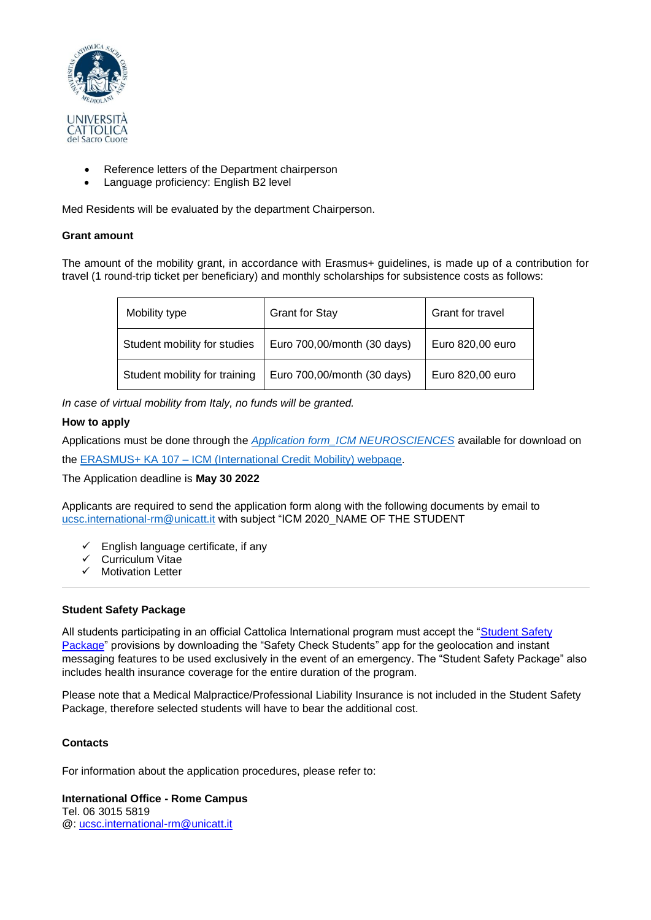- Reference letters of the Department chairperson
- Language proficiency: English B2 level

Med Residents will be evaluated by the department Chairperson.

**Grant amount**

The amount of the mobility grant, in accordance with Erasmus+ guidelines, is made up of a contribution for travel (1 round-trip ticket per beneficiary) and monthly scholarships for subsistence costs as follows:

| Mobility type | Grant for Stay | Grant for travel |
|---|---|---|
| Student mobility for studies | Euro 700,00/month (30 days) | Euro 820,00 euro |
| Student mobility for training | Euro 700,00/month (30 days) | Euro 820,00 euro |

*In case of virtual mobility from Italy, no funds will be granted.*

**How to apply**

Applications must be done through the *Application form_ICM NEUROSCIENCES* available for download on the ERASMUS+ KA 107 – ICM (International Credit Mobility) webpage.

The Application deadline is **May 30 2022**

Applicants are required to send the application form along with the following documents by email to ucsc.international-rm@unicatt.it with subject "ICM 2020_NAME OF THE STUDENT

- ✓ English language certificate, if any
- ✓ Curriculum Vitae
- ✓ Motivation Letter

---

**Student Safety Package**

All students participating in an official Cattolica International program must accept the "Student Safety Package" provisions by downloading the "Safety Check Students" app for the geolocation and instant messaging features to be used exclusively in the event of an emergency. The "Student Safety Package" also includes health insurance coverage for the entire duration of the program.

Please note that a Medical Malpractice/Professional Liability Insurance is not included in the Student Safety Package, therefore selected students will have to bear the additional cost.

**Contacts**

For information about the application procedures, please refer to:

**International Office - Rome Campus**
Tel. 06 3015 5819
@: ucsc.international-rm@unicatt.it